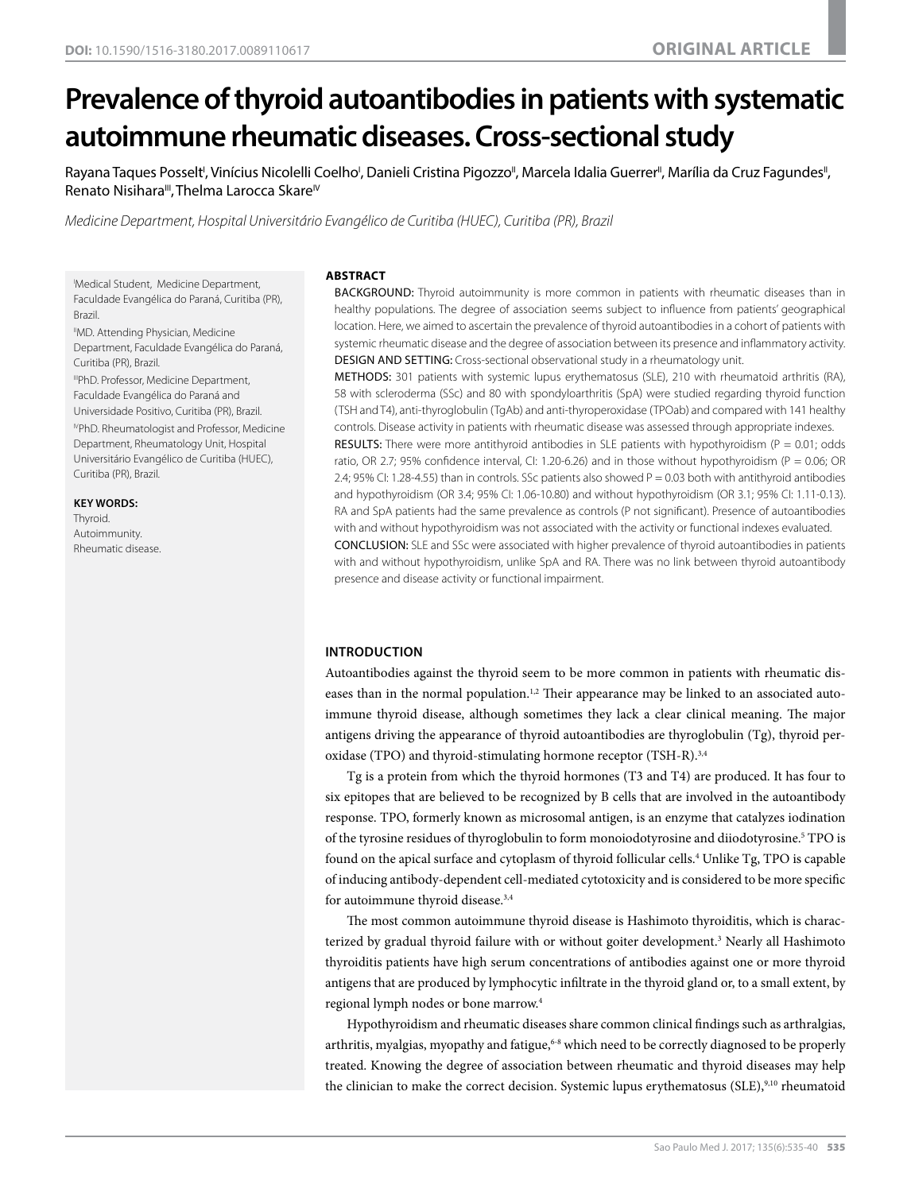DOI: 10.1590/1516-3180.2017.0089110617

ORIGINAL ARTICLE

# Prevalence of thyroid autoantibodies in patients with systematic autoimmune rheumatic diseases. Cross-sectional study

Rayana Taques Posselt[I], Vinícius Nicolelli Coelho[I], Danieli Cristina Pigozzo[II], Marcela Idalia Guerrer[II], Marília da Cruz Fagundes[II], Renato Nisihara[III], Thelma Larocca Skare[IV]

*Medicine Department, Hospital Universitário Evangélico de Curitiba (HUEC), Curitiba (PR), Brazil*

[I]Medical Student, Medicine Department, Faculdade Evangélica do Paraná, Curitiba (PR), Brazil.

[II]MD. Attending Physician, Medicine Department, Faculdade Evangélica do Paraná, Curitiba (PR), Brazil.

[III]PhD. Professor, Medicine Department, Faculdade Evangélica do Paraná and Universidade Positivo, Curitiba (PR), Brazil.

[IV]PhD. Rheumatologist and Professor, Medicine Department, Rheumatology Unit, Hospital Universitário Evangélico de Curitiba (HUEC), Curitiba (PR), Brazil.

**KEY WORDS:**
Thyroid.
Autoimmunity.
Rheumatic disease.

## ABSTRACT

BACKGROUND: Thyroid autoimmunity is more common in patients with rheumatic diseases than in healthy populations. The degree of association seems subject to influence from patients' geographical location. Here, we aimed to ascertain the prevalence of thyroid autoantibodies in a cohort of patients with systemic rheumatic disease and the degree of association between its presence and inflammatory activity.

DESIGN AND SETTING: Cross-sectional observational study in a rheumatology unit.

METHODS: 301 patients with systemic lupus erythematosus (SLE), 210 with rheumatoid arthritis (RA), 58 with scleroderma (SSc) and 80 with spondyloarthritis (SpA) were studied regarding thyroid function (TSH and T4), anti-thyroglobulin (TgAb) and anti-thyroperoxidase (TPOab) and compared with 141 healthy controls. Disease activity in patients with rheumatic disease was assessed through appropriate indexes.

RESULTS: There were more antithyroid antibodies in SLE patients with hypothyroidism ($P = 0.01$; odds ratio, OR 2.7; 95% confidence interval, CI: 1.20-6.26) and in those without hypothyroidism ($P = 0.06$; OR 2.4; 95% CI: 1.28-4.55) than in controls. SSc patients also showed $P = 0.03$ both with antithyroid antibodies and hypothyroidism (OR 3.4; 95% CI: 1.06-10.80) and without hypothyroidism (OR 3.1; 95% CI: 1.11-0.13). RA and SpA patients had the same prevalence as controls (P not significant). Presence of autoantibodies with and without hypothyroidism was not associated with the activity or functional indexes evaluated.

CONCLUSION: SLE and SSc were associated with higher prevalence of thyroid autoantibodies in patients with and without hypothyroidism, unlike SpA and RA. There was no link between thyroid autoantibody presence and disease activity or functional impairment.

## INTRODUCTION

Autoantibodies against the thyroid seem to be more common in patients with rheumatic diseases than in the normal population.[1,2] Their appearance may be linked to an associated autoimmune thyroid disease, although sometimes they lack a clear clinical meaning. The major antigens driving the appearance of thyroid autoantibodies are thyroglobulin (Tg), thyroid peroxidase (TPO) and thyroid-stimulating hormone receptor (TSH-R).[3,4]

Tg is a protein from which the thyroid hormones (T3 and T4) are produced. It has four to six epitopes that are believed to be recognized by B cells that are involved in the autoantibody response. TPO, formerly known as microsomal antigen, is an enzyme that catalyzes iodination of the tyrosine residues of thyroglobulin to form monoiodotyrosine and diiodotyrosine.[5] TPO is found on the apical surface and cytoplasm of thyroid follicular cells.[4] Unlike Tg, TPO is capable of inducing antibody-dependent cell-mediated cytotoxicity and is considered to be more specific for autoimmune thyroid disease.[3,4]

The most common autoimmune thyroid disease is Hashimoto thyroiditis, which is characterized by gradual thyroid failure with or without goiter development.[3] Nearly all Hashimoto thyroiditis patients have high serum concentrations of antibodies against one or more thyroid antigens that are produced by lymphocytic infiltrate in the thyroid gland or, to a small extent, by regional lymph nodes or bone marrow.[4]

Hypothyroidism and rheumatic diseases share common clinical findings such as arthralgias, arthritis, myalgias, myopathy and fatigue,[6-8] which need to be correctly diagnosed to be properly treated. Knowing the degree of association between rheumatic and thyroid diseases may help the clinician to make the correct decision. Systemic lupus erythematosus (SLE),[9,10] rheumatoid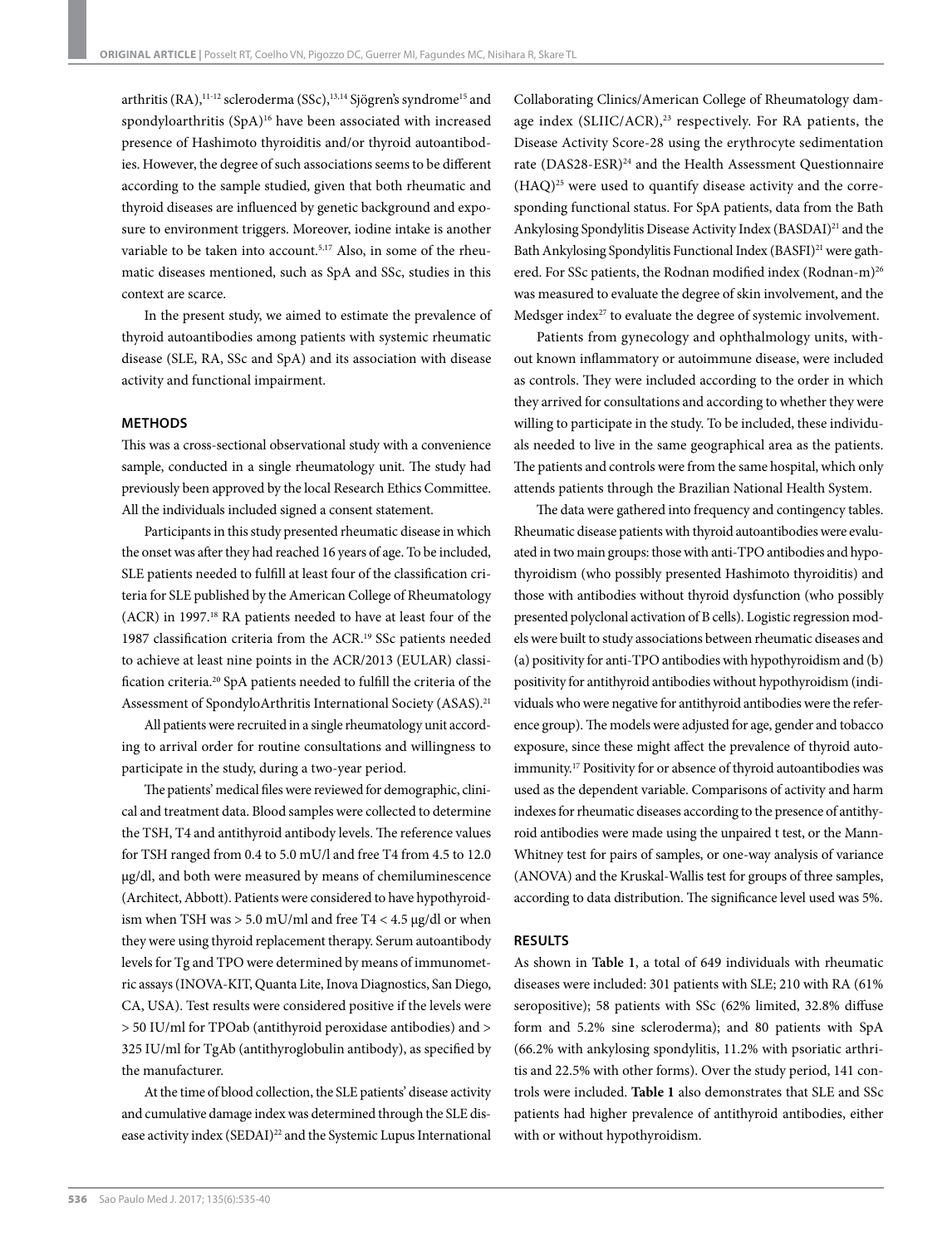arthritis (RA),[11-12] scleroderma (SSc),[13,14] Sjögren's syndrome[15] and spondyloarthritis (SpA)[16] have been associated with increased presence of Hashimoto thyroiditis and/or thyroid autoantibodies. However, the degree of such associations seems to be different according to the sample studied, given that both rheumatic and thyroid diseases are influenced by genetic background and exposure to environment triggers. Moreover, iodine intake is another variable to be taken into account.[5,17] Also, in some of the rheumatic diseases mentioned, such as SpA and SSc, studies in this context are scarce.

In the present study, we aimed to estimate the prevalence of thyroid autoantibodies among patients with systemic rheumatic disease (SLE, RA, SSc and SpA) and its association with disease activity and functional impairment.

## METHODS

This was a cross-sectional observational study with a convenience sample, conducted in a single rheumatology unit. The study had previously been approved by the local Research Ethics Committee. All the individuals included signed a consent statement.

Participants in this study presented rheumatic disease in which the onset was after they had reached 16 years of age. To be included, SLE patients needed to fulfill at least four of the classification criteria for SLE published by the American College of Rheumatology (ACR) in 1997.[18] RA patients needed to have at least four of the 1987 classification criteria from the ACR.[19] SSc patients needed to achieve at least nine points in the ACR/2013 (EULAR) classification criteria.[20] SpA patients needed to fulfill the criteria of the Assessment of SpondyloArthritis International Society (ASAS).[21]

All patients were recruited in a single rheumatology unit according to arrival order for routine consultations and willingness to participate in the study, during a two-year period.

The patients' medical files were reviewed for demographic, clinical and treatment data. Blood samples were collected to determine the TSH, T4 and antithyroid antibody levels. The reference values for TSH ranged from 0.4 to 5.0 mU/l and free T4 from 4.5 to 12.0 µg/dl, and both were measured by means of chemiluminescence (Architect, Abbott). Patients were considered to have hypothyroidism when TSH was > 5.0 mU/ml and free T4 < 4.5 µg/dl or when they were using thyroid replacement therapy. Serum autoantibody levels for Tg and TPO were determined by means of immunometric assays (INOVA-KIT, Quanta Lite, Inova Diagnostics, San Diego, CA, USA). Test results were considered positive if the levels were > 50 IU/ml for TPOab (antithyroid peroxidase antibodies) and > 325 IU/ml for TgAb (antithyroglobulin antibody), as specified by the manufacturer.

At the time of blood collection, the SLE patients' disease activity and cumulative damage index was determined through the SLE disease activity index (SEDAI)[22] and the Systemic Lupus International Collaborating Clinics/American College of Rheumatology damage index (SLIIC/ACR),[23] respectively. For RA patients, the Disease Activity Score-28 using the erythrocyte sedimentation rate (DAS28-ESR)[24] and the Health Assessment Questionnaire (HAQ)[25] were used to quantify disease activity and the corresponding functional status. For SpA patients, data from the Bath Ankylosing Spondylitis Disease Activity Index (BASDAI)[21] and the Bath Ankylosing Spondylitis Functional Index (BASFI)[21] were gathered. For SSc patients, the Rodnan modified index (Rodnan-m)[26] was measured to evaluate the degree of skin involvement, and the Medsger index[27] to evaluate the degree of systemic involvement.

Patients from gynecology and ophthalmology units, without known inflammatory or autoimmune disease, were included as controls. They were included according to the order in which they arrived for consultations and according to whether they were willing to participate in the study. To be included, these individuals needed to live in the same geographical area as the patients. The patients and controls were from the same hospital, which only attends patients through the Brazilian National Health System.

The data were gathered into frequency and contingency tables. Rheumatic disease patients with thyroid autoantibodies were evaluated in two main groups: those with anti-TPO antibodies and hypothyroidism (who possibly presented Hashimoto thyroiditis) and those with antibodies without thyroid dysfunction (who possibly presented polyclonal activation of B cells). Logistic regression models were built to study associations between rheumatic diseases and (a) positivity for anti-TPO antibodies with hypothyroidism and (b) positivity for antithyroid antibodies without hypothyroidism (individuals who were negative for antithyroid antibodies were the reference group). The models were adjusted for age, gender and tobacco exposure, since these might affect the prevalence of thyroid autoimmunity.[17] Positivity for or absence of thyroid autoantibodies was used as the dependent variable. Comparisons of activity and harm indexes for rheumatic diseases according to the presence of antithyroid antibodies were made using the unpaired t test, or the Mann-Whitney test for pairs of samples, or one-way analysis of variance (ANOVA) and the Kruskal-Wallis test for groups of three samples, according to data distribution. The significance level used was 5%.

## RESULTS

As shown in **Table 1**, a total of 649 individuals with rheumatic diseases were included: 301 patients with SLE; 210 with RA (61% seropositive); 58 patients with SSc (62% limited, 32.8% diffuse form and 5.2% sine scleroderma); and 80 patients with SpA (66.2% with ankylosing spondylitis, 11.2% with psoriatic arthritis and 22.5% with other forms). Over the study period, 141 controls were included. **Table 1** also demonstrates that SLE and SSc patients had higher prevalence of antithyroid antibodies, either with or without hypothyroidism.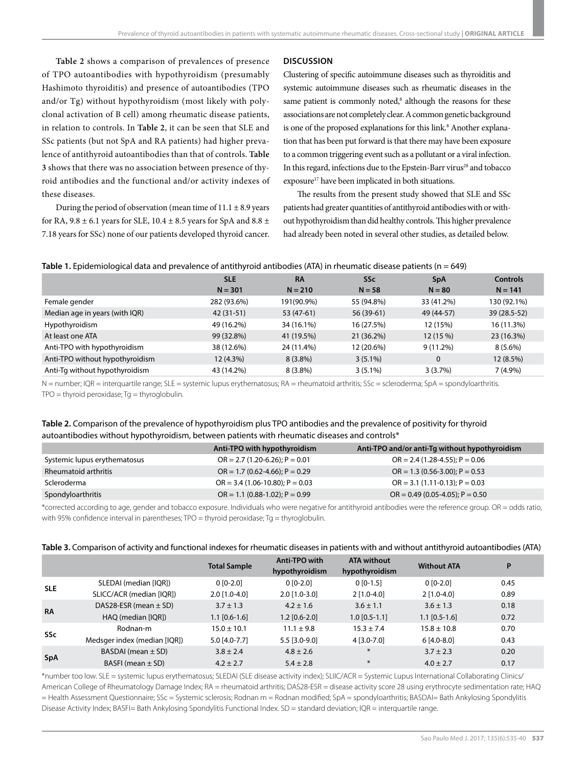**Table 2** shows a comparison of prevalences of presence of TPO autoantibodies with hypothyroidism (presumably Hashimoto thyroiditis) and presence of autoantibodies (TPO and/or Tg) without hypothyroidism (most likely with polyclonal activation of B cell) among rheumatic disease patients, in relation to controls. In **Table 2**, it can be seen that SLE and SSc patients (but not SpA and RA patients) had higher prevalence of antithyroid autoantibodies than that of controls. **Table 3** shows that there was no association between presence of thyroid antibodies and the functional and/or activity indexes of these diseases.

During the period of observation (mean time of 11.1 ± 8.9 years for RA, 9.8 ± 6.1 years for SLE, 10.4 ± 8.5 years for SpA and 8.8 ± 7.18 years for SSc) none of our patients developed thyroid cancer.

## DISCUSSION

Clustering of specific autoimmune diseases such as thyroiditis and systemic autoimmune diseases such as rheumatic diseases in the same patient is commonly noted,[8] although the reasons for these associations are not completely clear. A common genetic background is one of the proposed explanations for this link.[8] Another explanation that has been put forward is that there may have been exposure to a common triggering event such as a pollutant or a viral infection. In this regard, infections due to the Epstein-Barr virus[28] and tobacco exposure[17] have been implicated in both situations.

The results from the present study showed that SLE and SSc patients had greater quantities of antithyroid antibodies with or without hypothyroidism than did healthy controls. This higher prevalence had already been noted in several other studies, as detailed below.

**Table 1.** Epidemiological data and prevalence of antithyroid antibodies (ATA) in rheumatic disease patients (n = 649)

| | SLE N = 301 | RA N = 210 | SSc N = 58 | SpA N = 80 | Controls N = 141 |
|---|---|---|---|---|---|
| Female gender | 282 (93.6%) | 191(90.9%) | 55 (94.8%) | 33 (41.2%) | 130 (92.1%) |
| Median age in years (with IQR) | 42 (31-51) | 53 (47-61) | 56 (39-61) | 49 (44-57) | 39 (28.5-52) |
| Hypothyroidism | 49 (16.2%) | 34 (16.1%) | 16 (27.5%) | 12 (15%) | 16 (11.3%) |
| At least one ATA | 99 (32.8%) | 41 (19.5%) | 21 (36.2%) | 12 (15 %) | 23 (16.3%) |
| Anti-TPO with hypothyroidism | 38 (12.6%) | 24 (11.4%) | 12 (20.6%) | 9 (11.2%) | 8 (5.6%) |
| Anti-TPO without hypothyroidism | 12 (4.3%) | 8 (3.8%) | 3 (5.1%) | 0 | 12 (8.5%) |
| Anti-Tg without hypothyroidism | 43 (14.2%) | 8 (3.8%) | 3 (5.1%) | 3 (3.7%) | 7 (4.9%) |

N = number; IQR = interquartile range; SLE = systemic lupus erythematosus; RA = rheumatoid arthritis; SSc = scleroderma; SpA = spondyloarthritis. TPO = thyroid peroxidase; Tg = thyroglobulin.

**Table 2.** Comparison of the prevalence of hypothyroidism plus TPO antibodies and the prevalence of positivity for thyroid autoantibodies without hypothyroidism, between patients with rheumatic diseases and controls*

| | Anti-TPO with hypothyroidism | Anti-TPO and/or anti-Tg without hypothyroidism |
|---|---|---|
| Systemic lupus erythematosus | OR = 2.7 (1.20-6.26); P = 0.01 | OR = 2.4 (1.28-4.55); P = 0.06 |
| Rheumatoid arthritis | OR = 1.7 (0.62-4.66); P = 0.29 | OR = 1.3 (0.56-3.00); P = 0.53 |
| Scleroderma | OR = 3.4 (1.06-10.80); P = 0.03 | OR = 3.1 (1.11-0.13); P = 0.03 |
| Spondyloarthritis | OR = 1.1 (0.88-1.02); P = 0.99 | OR = 0.49 (0.05-4.05); P = 0.50 |

*corrected according to age, gender and tobacco exposure. Individuals who were negative for antithyroid antibodies were the reference group. OR = odds ratio, with 95% confidence interval in parentheses; TPO = thyroid peroxidase; Tg = thyroglobulin.

**Table 3.** Comparison of activity and functional indexes for rheumatic diseases in patients with and without antithyroid autoantibodies (ATA)

| | | Total Sample | Anti-TPO with hypothyroidism | ATA without hypothyroidism | Without ATA | P |
|---|---|---|---|---|---|---|
| SLE | SLEDAI (median [IQR]) | 0 [0-2.0] | 0 [0-2.0] | 0 [0-1.5] | 0 [0-2.0] | 0.45 |
| | SLICC/ACR (median [IQR]) | 2.0 [1.0-4.0] | 2.0 [1.0-3.0] | 2 [1.0-4.0] | 2 [1.0-4.0] | 0.89 |
| RA | DAS28-ESR (mean ± SD) | 3.7 ± 1.3 | 4.2 ± 1.6 | 3.6 ± 1.1 | 3.6 ± 1.3 | 0.18 |
| | HAQ (median [IQR]) | 1.1 [0.6-1.6] | 1.2 [0.6-2.0] | 1.0 [0.5-1.1] | 1.1 [0.5-1.6] | 0.72 |
| SSc | Rodnan-m | 15.0 ± 10.1 | 11.1 ± 9.8 | 15.3 ± 7.4 | 15.8 ± 10.8 | 0.70 |
| | Medsger index (median [IQR]) | 5.0 [4.0-7.7] | 5.5 [3.0-9.0] | 4 [3.0-7.0] | 6 [4.0-8.0] | 0.43 |
| SpA | BASDAI (mean ± SD) | 3.8 ± 2.4 | 4.8 ± 2.6 | * | 3.7 ± 2.3 | 0.20 |
| | BASFI (mean ± SD) | 4.2 ± 2.7 | 5.4 ± 2.8 | * | 4.0 ± 2.7 | 0.17 |

*number too low. SLE = systemic lupus erythematosus; SLEDAI (SLE disease activity index); SLIIC/ACR = Systemic Lupus International Collaborating Clinics/ American College of Rheumatology Damage Index; RA = rheumatoid arthritis; DAS28-ESR = disease activity score 28 using erythrocyte sedimentation rate; HAQ = Health Assessment Questionnaire; SSc = Systemic sclerosis; Rodnan m = Rodnan modified; SpA = spondyloarthritis; BASDAI= Bath Ankylosing Spondylitis Disease Activity Index; BASFI= Bath Ankylosing Spondylitis Functional Index. SD = standard deviation; IQR = interquartile range.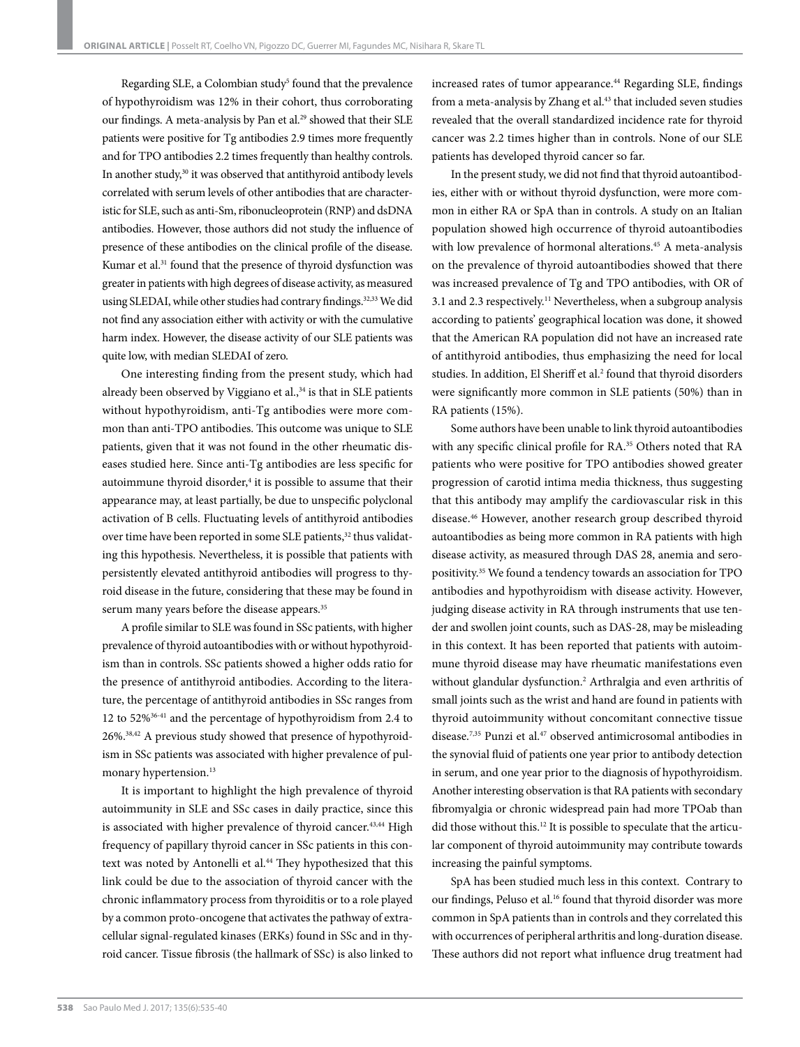Regarding SLE, a Colombian study[5] found that the prevalence of hypothyroidism was 12% in their cohort, thus corroborating our findings. A meta-analysis by Pan et al.[29] showed that their SLE patients were positive for Tg antibodies 2.9 times more frequently and for TPO antibodies 2.2 times frequently than healthy controls. In another study,[30] it was observed that antithyroid antibody levels correlated with serum levels of other antibodies that are characteristic for SLE, such as anti-Sm, ribonucleoprotein (RNP) and dsDNA antibodies. However, those authors did not study the influence of presence of these antibodies on the clinical profile of the disease. Kumar et al.[31] found that the presence of thyroid dysfunction was greater in patients with high degrees of disease activity, as measured using SLEDAI, while other studies had contrary findings.[32,33] We did not find any association either with activity or with the cumulative harm index. However, the disease activity of our SLE patients was quite low, with median SLEDAI of zero.

One interesting finding from the present study, which had already been observed by Viggiano et al.,[34] is that in SLE patients without hypothyroidism, anti-Tg antibodies were more common than anti-TPO antibodies. This outcome was unique to SLE patients, given that it was not found in the other rheumatic diseases studied here. Since anti-Tg antibodies are less specific for autoimmune thyroid disorder,[4] it is possible to assume that their appearance may, at least partially, be due to unspecific polyclonal activation of B cells. Fluctuating levels of antithyroid antibodies over time have been reported in some SLE patients,[32] thus validating this hypothesis. Nevertheless, it is possible that patients with persistently elevated antithyroid antibodies will progress to thyroid disease in the future, considering that these may be found in serum many years before the disease appears.[35]

A profile similar to SLE was found in SSc patients, with higher prevalence of thyroid autoantibodies with or without hypothyroidism than in controls. SSc patients showed a higher odds ratio for the presence of antithyroid antibodies. According to the literature, the percentage of antithyroid antibodies in SSc ranges from 12 to 52%[36-41] and the percentage of hypothyroidism from 2.4 to 26%.[38,42] A previous study showed that presence of hypothyroidism in SSc patients was associated with higher prevalence of pulmonary hypertension.[13]

It is important to highlight the high prevalence of thyroid autoimmunity in SLE and SSc cases in daily practice, since this is associated with higher prevalence of thyroid cancer.[43,44] High frequency of papillary thyroid cancer in SSc patients in this context was noted by Antonelli et al.[44] They hypothesized that this link could be due to the association of thyroid cancer with the chronic inflammatory process from thyroiditis or to a role played by a common proto-oncogene that activates the pathway of extracellular signal-regulated kinases (ERKs) found in SSc and in thyroid cancer. Tissue fibrosis (the hallmark of SSc) is also linked to increased rates of tumor appearance.[44] Regarding SLE, findings from a meta-analysis by Zhang et al.[43] that included seven studies revealed that the overall standardized incidence rate for thyroid cancer was 2.2 times higher than in controls. None of our SLE patients has developed thyroid cancer so far.

In the present study, we did not find that thyroid autoantibodies, either with or without thyroid dysfunction, were more common in either RA or SpA than in controls. A study on an Italian population showed high occurrence of thyroid autoantibodies with low prevalence of hormonal alterations.[45] A meta-analysis on the prevalence of thyroid autoantibodies showed that there was increased prevalence of Tg and TPO antibodies, with OR of 3.1 and 2.3 respectively.[11] Nevertheless, when a subgroup analysis according to patients' geographical location was done, it showed that the American RA population did not have an increased rate of antithyroid antibodies, thus emphasizing the need for local studies. In addition, El Sheriff et al.[2] found that thyroid disorders were significantly more common in SLE patients (50%) than in RA patients (15%).

Some authors have been unable to link thyroid autoantibodies with any specific clinical profile for RA.[35] Others noted that RA patients who were positive for TPO antibodies showed greater progression of carotid intima media thickness, thus suggesting that this antibody may amplify the cardiovascular risk in this disease.[46] However, another research group described thyroid autoantibodies as being more common in RA patients with high disease activity, as measured through DAS 28, anemia and seropositivity.[35] We found a tendency towards an association for TPO antibodies and hypothyroidism with disease activity. However, judging disease activity in RA through instruments that use tender and swollen joint counts, such as DAS-28, may be misleading in this context. It has been reported that patients with autoimmune thyroid disease may have rheumatic manifestations even without glandular dysfunction.[2] Arthralgia and even arthritis of small joints such as the wrist and hand are found in patients with thyroid autoimmunity without concomitant connective tissue disease.[7,35] Punzi et al.[47] observed antimicrosomal antibodies in the synovial fluid of patients one year prior to antibody detection in serum, and one year prior to the diagnosis of hypothyroidism. Another interesting observation is that RA patients with secondary fibromyalgia or chronic widespread pain had more TPOab than did those without this.[12] It is possible to speculate that the articular component of thyroid autoimmunity may contribute towards increasing the painful symptoms.

SpA has been studied much less in this context. Contrary to our findings, Peluso et al.[16] found that thyroid disorder was more common in SpA patients than in controls and they correlated this with occurrences of peripheral arthritis and long-duration disease. These authors did not report what influence drug treatment had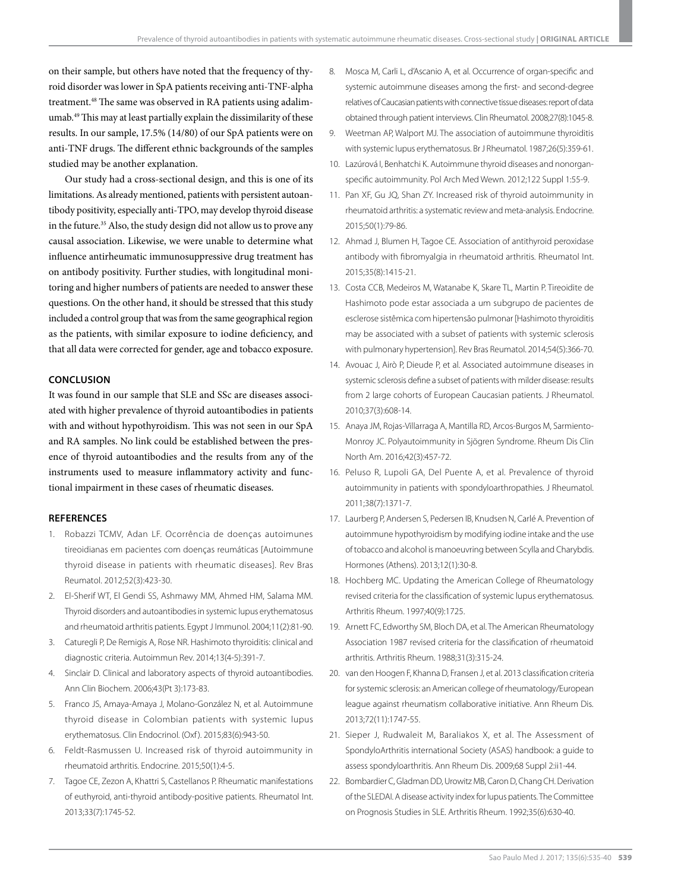on their sample, but others have noted that the frequency of thyroid disorder was lower in SpA patients receiving anti-TNF-alpha treatment.[48] The same was observed in RA patients using adalimumab.[49] This may at least partially explain the dissimilarity of these results. In our sample, 17.5% (14/80) of our SpA patients were on anti-TNF drugs. The different ethnic backgrounds of the samples studied may be another explanation.

Our study had a cross-sectional design, and this is one of its limitations. As already mentioned, patients with persistent autoantibody positivity, especially anti-TPO, may develop thyroid disease in the future.[35] Also, the study design did not allow us to prove any causal association. Likewise, we were unable to determine what influence antirheumatic immunosuppressive drug treatment has on antibody positivity. Further studies, with longitudinal monitoring and higher numbers of patients are needed to answer these questions. On the other hand, it should be stressed that this study included a control group that was from the same geographical region as the patients, with similar exposure to iodine deficiency, and that all data were corrected for gender, age and tobacco exposure.

## CONCLUSION

It was found in our sample that SLE and SSc are diseases associated with higher prevalence of thyroid autoantibodies in patients with and without hypothyroidism. This was not seen in our SpA and RA samples. No link could be established between the presence of thyroid autoantibodies and the results from any of the instruments used to measure inflammatory activity and functional impairment in these cases of rheumatic diseases.

## REFERENCES

1. Robazzi TCMV, Adan LF. Ocorrência de doenças autoimunes tireoidianas em pacientes com doenças reumáticas [Autoimmune thyroid disease in patients with rheumatic diseases]. Rev Bras Reumatol. 2012;52(3):423-30.
2. El-Sherif WT, El Gendi SS, Ashmawy MM, Ahmed HM, Salama MM. Thyroid disorders and autoantibodies in systemic lupus erythematosus and rheumatoid arthritis patients. Egypt J Immunol. 2004;11(2):81-90.
3. Caturegli P, De Remigis A, Rose NR. Hashimoto thyroiditis: clinical and diagnostic criteria. Autoimmun Rev. 2014;13(4-5):391-7.
4. Sinclair D. Clinical and laboratory aspects of thyroid autoantibodies. Ann Clin Biochem. 2006;43(Pt 3):173-83.
5. Franco JS, Amaya-Amaya J, Molano-González N, et al. Autoimmune thyroid disease in Colombian patients with systemic lupus erythematosus. Clin Endocrinol. (Oxf). 2015;83(6):943-50.
6. Feldt-Rasmussen U. Increased risk of thyroid autoimmunity in rheumatoid arthritis. Endocrine. 2015;50(1):4-5.
7. Tagoe CE, Zezon A, Khattri S, Castellanos P. Rheumatic manifestations of euthyroid, anti-thyroid antibody-positive patients. Rheumatol Int. 2013;33(7):1745-52.
8. Mosca M, Carli L, d'Ascanio A, et al. Occurrence of organ-specific and systemic autoimmune diseases among the first- and second-degree relatives of Caucasian patients with connective tissue diseases: report of data obtained through patient interviews. Clin Rheumatol. 2008;27(8):1045-8.
9. Weetman AP, Walport MJ. The association of autoimmune thyroiditis with systemic lupus erythematosus. Br J Rheumatol. 1987;26(5):359-61.
10. Lazúrová I, Benhatchi K. Autoimmune thyroid diseases and nonorgan-specific autoimmunity. Pol Arch Med Wewn. 2012;122 Suppl 1:55-9.
11. Pan XF, Gu JQ, Shan ZY. Increased risk of thyroid autoimmunity in rheumatoid arthritis: a systematic review and meta-analysis. Endocrine. 2015;50(1):79-86.
12. Ahmad J, Blumen H, Tagoe CE. Association of antithyroid peroxidase antibody with fibromyalgia in rheumatoid arthritis. Rheumatol Int. 2015;35(8):1415-21.
13. Costa CCB, Medeiros M, Watanabe K, Skare TL, Martin P. Tireoidite de Hashimoto pode estar associada a um subgrupo de pacientes de esclerose sistêmica com hipertensão pulmonar [Hashimoto thyroiditis may be associated with a subset of patients with systemic sclerosis with pulmonary hypertension]. Rev Bras Reumatol. 2014;54(5):366-70.
14. Avouac J, Airò P, Dieude P, et al. Associated autoimmune diseases in systemic sclerosis define a subset of patients with milder disease: results from 2 large cohorts of European Caucasian patients. J Rheumatol. 2010;37(3):608-14.
15. Anaya JM, Rojas-Villarraga A, Mantilla RD, Arcos-Burgos M, Sarmiento-Monroy JC. Polyautoimmunity in Sjögren Syndrome. Rheum Dis Clin North Am. 2016;42(3):457-72.
16. Peluso R, Lupoli GA, Del Puente A, et al. Prevalence of thyroid autoimmunity in patients with spondyloarthropathies. J Rheumatol. 2011;38(7):1371-7.
17. Laurberg P, Andersen S, Pedersen IB, Knudsen N, Carlé A. Prevention of autoimmune hypothyroidism by modifying iodine intake and the use of tobacco and alcohol is manoeuvring between Scylla and Charybdis. Hormones (Athens). 2013;12(1):30-8.
18. Hochberg MC. Updating the American College of Rheumatology revised criteria for the classification of systemic lupus erythematosus. Arthritis Rheum. 1997;40(9):1725.
19. Arnett FC, Edworthy SM, Bloch DA, et al. The American Rheumatology Association 1987 revised criteria for the classification of rheumatoid arthritis. Arthritis Rheum. 1988;31(3):315-24.
20. van den Hoogen F, Khanna D, Fransen J, et al. 2013 classification criteria for systemic sclerosis: an American college of rheumatology/European league against rheumatism collaborative initiative. Ann Rheum Dis. 2013;72(11):1747-55.
21. Sieper J, Rudwaleit M, Baraliakos X, et al. The Assessment of SpondyloArthritis international Society (ASAS) handbook: a guide to assess spondyloarthritis. Ann Rheum Dis. 2009;68 Suppl 2:ii1-44.
22. Bombardier C, Gladman DD, Urowitz MB, Caron D, Chang CH. Derivation of the SLEDAI. A disease activity index for lupus patients. The Committee on Prognosis Studies in SLE. Arthritis Rheum. 1992;35(6):630-40.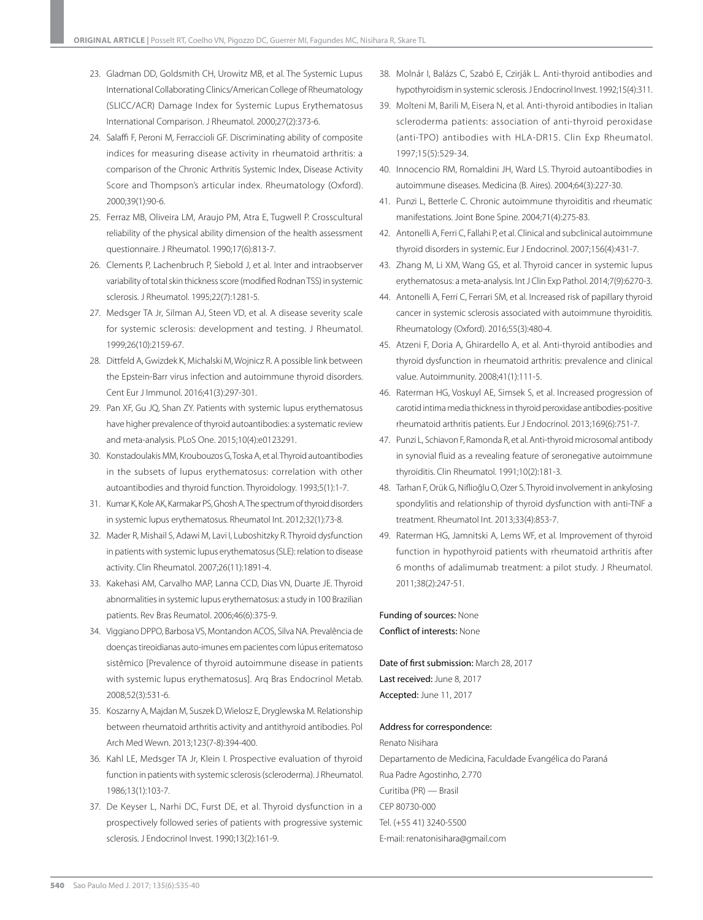23. Gladman DD, Goldsmith CH, Urowitz MB, et al. The Systemic Lupus International Collaborating Clinics/American College of Rheumatology (SLICC/ACR) Damage Index for Systemic Lupus Erythematosus International Comparison. J Rheumatol. 2000;27(2):373-6.
24. Salaffi F, Peroni M, Ferraccioli GF. Discriminating ability of composite indices for measuring disease activity in rheumatoid arthritis: a comparison of the Chronic Arthritis Systemic Index, Disease Activity Score and Thompson's articular index. Rheumatology (Oxford). 2000;39(1):90-6.
25. Ferraz MB, Oliveira LM, Araujo PM, Atra E, Tugwell P. Crosscultural reliability of the physical ability dimension of the health assessment questionnaire. J Rheumatol. 1990;17(6):813-7.
26. Clements P, Lachenbruch P, Siebold J, et al. Inter and intraobserver variability of total skin thickness score (modified Rodnan TSS) in systemic sclerosis. J Rheumatol. 1995;22(7):1281-5.
27. Medsger TA Jr, Silman AJ, Steen VD, et al. A disease severity scale for systemic sclerosis: development and testing. J Rheumatol. 1999;26(10):2159-67.
28. Dittfeld A, Gwizdek K, Michalski M, Wojnicz R. A possible link between the Epstein-Barr virus infection and autoimmune thyroid disorders. Cent Eur J Immunol. 2016;41(3):297-301.
29. Pan XF, Gu JQ, Shan ZY. Patients with systemic lupus erythematosus have higher prevalence of thyroid autoantibodies: a systematic review and meta-analysis. PLoS One. 2015;10(4):e0123291.
30. Konstadoulakis MM, Kroubouzos G, Toska A, et al. Thyroid autoantibodies in the subsets of lupus erythematosus: correlation with other autoantibodies and thyroid function. Thyroidology. 1993;5(1):1-7.
31. Kumar K, Kole AK, Karmakar PS, Ghosh A. The spectrum of thyroid disorders in systemic lupus erythematosus. Rheumatol Int. 2012;32(1):73-8.
32. Mader R, Mishail S, Adawi M, Lavi I, Luboshitzky R. Thyroid dysfunction in patients with systemic lupus erythematosus (SLE): relation to disease activity. Clin Rheumatol. 2007;26(11):1891-4.
33. Kakehasi AM, Carvalho MAP, Lanna CCD, Dias VN, Duarte JE. Thyroid abnormalities in systemic lupus erythematosus: a study in 100 Brazilian patients. Rev Bras Reumatol. 2006;46(6):375-9.
34. Viggiano DPPO, Barbosa VS, Montandon ACOS, Silva NA. Prevalência de doenças tireoidianas auto-imunes em pacientes com lúpus eritematoso sistêmico [Prevalence of thyroid autoimmune disease in patients with systemic lupus erythematosus]. Arq Bras Endocrinol Metab. 2008;52(3):531-6.
35. Koszarny A, Majdan M, Suszek D, Wielosz E, Dryglewska M. Relationship between rheumatoid arthritis activity and antithyroid antibodies. Pol Arch Med Wewn. 2013;123(7-8):394-400.
36. Kahl LE, Medsger TA Jr, Klein I. Prospective evaluation of thyroid function in patients with systemic sclerosis (scleroderma). J Rheumatol. 1986;13(1):103-7.
37. De Keyser L, Narhi DC, Furst DE, et al. Thyroid dysfunction in a prospectively followed series of patients with progressive systemic sclerosis. J Endocrinol Invest. 1990;13(2):161-9.
38. Molnár I, Balázs C, Szabó E, Czirják L. Anti-thyroid antibodies and hypothyroidism in systemic sclerosis. J Endocrinol Invest. 1992;15(4):311.
39. Molteni M, Barili M, Eisera N, et al. Anti-thyroid antibodies in Italian scleroderma patients: association of anti-thyroid peroxidase (anti-TPO) antibodies with HLA-DR15. Clin Exp Rheumatol. 1997;15(5):529-34.
40. Innocencio RM, Romaldini JH, Ward LS. Thyroid autoantibodies in autoimmune diseases. Medicina (B. Aires). 2004;64(3):227-30.
41. Punzi L, Betterle C. Chronic autoimmune thyroiditis and rheumatic manifestations. Joint Bone Spine. 2004;71(4):275-83.
42. Antonelli A, Ferri C, Fallahi P, et al. Clinical and subclinical autoimmune thyroid disorders in systemic. Eur J Endocrinol. 2007;156(4):431-7.
43. Zhang M, Li XM, Wang GS, et al. Thyroid cancer in systemic lupus erythematosus: a meta-analysis. Int J Clin Exp Pathol. 2014;7(9):6270-3.
44. Antonelli A, Ferri C, Ferrari SM, et al. Increased risk of papillary thyroid cancer in systemic sclerosis associated with autoimmune thyroiditis. Rheumatology (Oxford). 2016;55(3):480-4.
45. Atzeni F, Doria A, Ghirardello A, et al. Anti-thyroid antibodies and thyroid dysfunction in rheumatoid arthritis: prevalence and clinical value. Autoimmunity. 2008;41(1):111-5.
46. Raterman HG, Voskuyl AE, Simsek S, et al. Increased progression of carotid intima media thickness in thyroid peroxidase antibodies-positive rheumatoid arthritis patients. Eur J Endocrinol. 2013;169(6):751-7.
47. Punzi L, Schiavon F, Ramonda R, et al. Anti-thyroid microsomal antibody in synovial fluid as a revealing feature of seronegative autoimmune thyroiditis. Clin Rheumatol. 1991;10(2):181-3.
48. Tarhan F, Orük G, Niflioğlu O, Ozer S. Thyroid involvement in ankylosing spondylitis and relationship of thyroid dysfunction with anti-TNF a treatment. Rheumatol Int. 2013;33(4):853-7.
49. Raterman HG, Jamnitski A, Lems WF, et al. Improvement of thyroid function in hypothyroid patients with rheumatoid arthritis after 6 months of adalimumab treatment: a pilot study. J Rheumatol. 2011;38(2):247-51.

Funding of sources: None
Conflict of interests: None

Date of first submission: March 28, 2017
Last received: June 8, 2017
Accepted: June 11, 2017

Address for correspondence:
Renato Nisihara
Departamento de Medicina, Faculdade Evangélica do Paraná
Rua Padre Agostinho, 2.770
Curitiba (PR) — Brasil
CEP 80730-000
Tel. (+55 41) 3240-5500
E-mail: renatonisihara@gmail.com